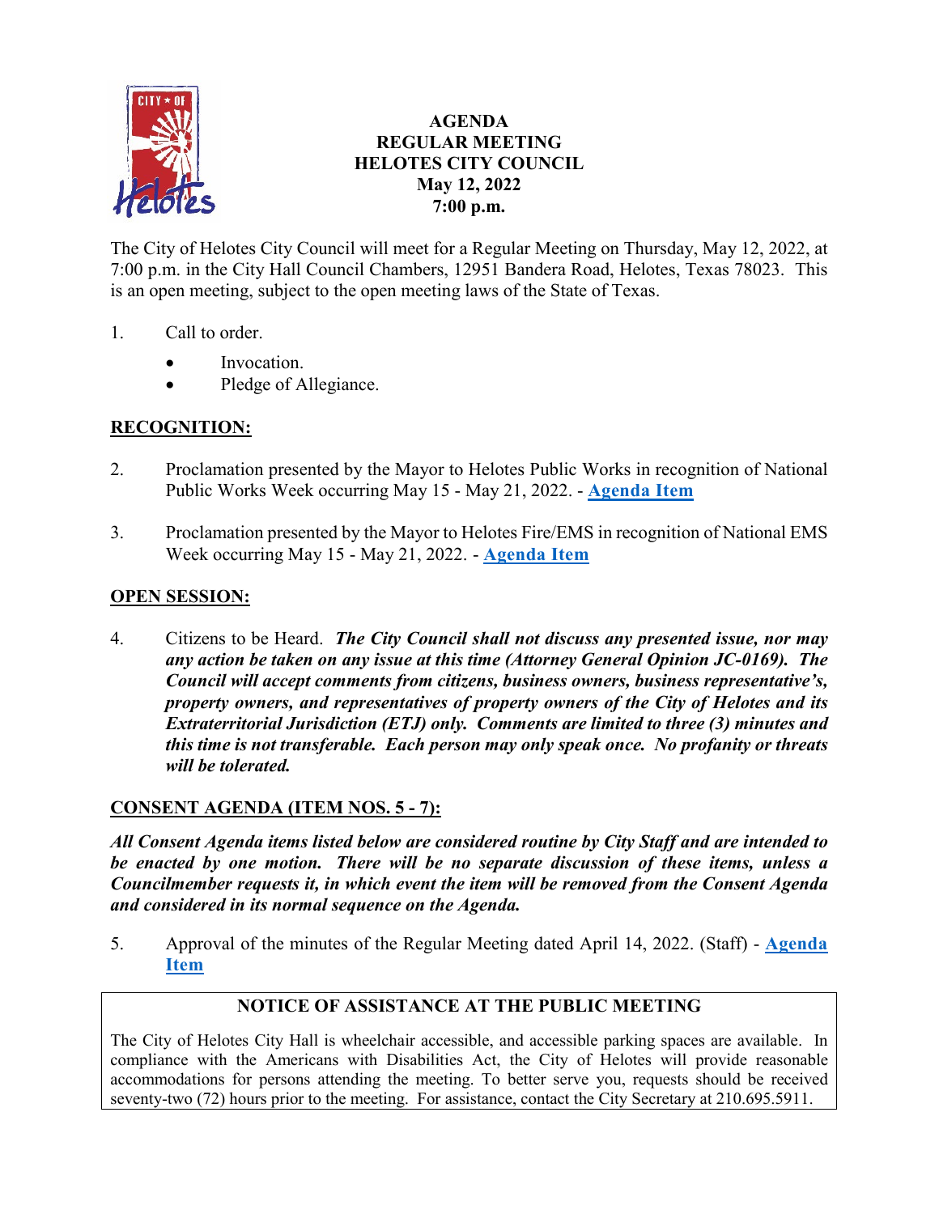# AGENDA
## REGULAR MEETING
## HELOTES CITY COUNCIL
## May 12, 2022
## 7:00 p.m.

The City of Helotes City Council will meet for a Regular Meeting on Thursday, May 12, 2022, at 7:00 p.m. in the City Hall Council Chambers, 12951 Bandera Road, Helotes, Texas 78023. This is an open meeting, subject to the open meeting laws of the State of Texas.

1. Call to order.
   - Invocation.
   - Pledge of Allegiance.

**RECOGNITION:**

2. Proclamation presented by the Mayor to Helotes Public Works in recognition of National Public Works Week occurring May 15 - May 21, 2022. - **Agenda Item**

3. Proclamation presented by the Mayor to Helotes Fire/EMS in recognition of National EMS Week occurring May 15 - May 21, 2022. - **Agenda Item**

**OPEN SESSION:**

4. Citizens to be Heard. ***The City Council shall not discuss any presented issue, nor may any action be taken on any issue at this time (Attorney General Opinion JC-0169). The Council will accept comments from citizens, business owners, business representative's, property owners, and representatives of property owners of the City of Helotes and its Extraterritorial Jurisdiction (ETJ) only. Comments are limited to three (3) minutes and this time is not transferable. Each person may only speak once. No profanity or threats will be tolerated.***

**CONSENT AGENDA (ITEM NOS. 5 - 7):**

***All Consent Agenda items listed below are considered routine by City Staff and are intended to be enacted by one motion. There will be no separate discussion of these items, unless a Councilmember requests it, in which event the item will be removed from the Consent Agenda and considered in its normal sequence on the Agenda.***

5. Approval of the minutes of the Regular Meeting dated April 14, 2022. (Staff) - **Agenda Item**

**NOTICE OF ASSISTANCE AT THE PUBLIC MEETING**

The City of Helotes City Hall is wheelchair accessible, and accessible parking spaces are available. In compliance with the Americans with Disabilities Act, the City of Helotes will provide reasonable accommodations for persons attending the meeting. To better serve you, requests should be received seventy-two (72) hours prior to the meeting. For assistance, contact the City Secretary at 210.695.5911.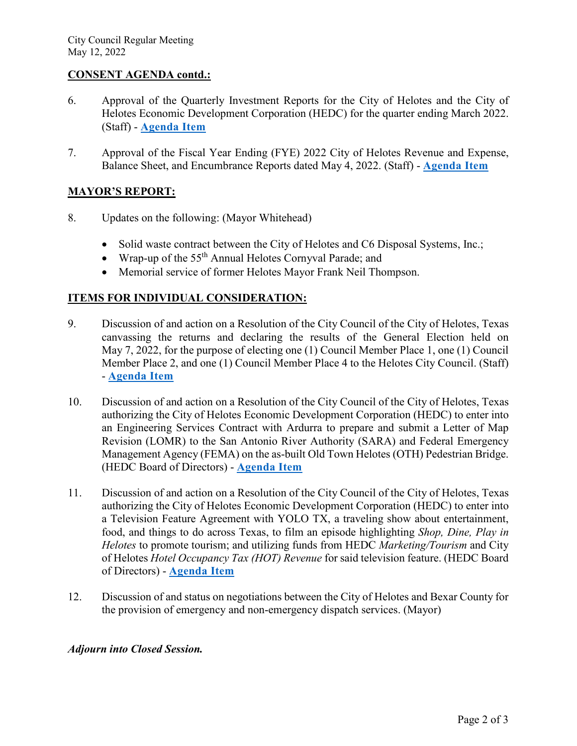## CONSENT AGENDA contd.:

6. Approval of the Quarterly Investment Reports for the City of Helotes and the City of Helotes Economic Development Corporation (HEDC) for the quarter ending March 2022. (Staff) - **Agenda Item**

7. Approval of the Fiscal Year Ending (FYE) 2022 City of Helotes Revenue and Expense, Balance Sheet, and Encumbrance Reports dated May 4, 2022. (Staff) - **Agenda Item**

## MAYOR'S REPORT:

8. Updates on the following: (Mayor Whitehead)

   - Solid waste contract between the City of Helotes and C6 Disposal Systems, Inc.;
   - Wrap-up of the 55th Annual Helotes Cornyval Parade; and
   - Memorial service of former Helotes Mayor Frank Neil Thompson.

## ITEMS FOR INDIVIDUAL CONSIDERATION:

9. Discussion of and action on a Resolution of the City Council of the City of Helotes, Texas canvassing the returns and declaring the results of the General Election held on May 7, 2022, for the purpose of electing one (1) Council Member Place 1, one (1) Council Member Place 2, and one (1) Council Member Place 4 to the Helotes City Council. (Staff) - **Agenda Item**

10. Discussion of and action on a Resolution of the City Council of the City of Helotes, Texas authorizing the City of Helotes Economic Development Corporation (HEDC) to enter into an Engineering Services Contract with Ardurra to prepare and submit a Letter of Map Revision (LOMR) to the San Antonio River Authority (SARA) and Federal Emergency Management Agency (FEMA) on the as-built Old Town Helotes (OTH) Pedestrian Bridge. (HEDC Board of Directors) - **Agenda Item**

11. Discussion of and action on a Resolution of the City Council of the City of Helotes, Texas authorizing the City of Helotes Economic Development Corporation (HEDC) to enter into a Television Feature Agreement with YOLO TX, a traveling show about entertainment, food, and things to do across Texas, to film an episode highlighting *Shop, Dine, Play in Helotes* to promote tourism; and utilizing funds from HEDC *Marketing/Tourism* and City of Helotes *Hotel Occupancy Tax (HOT) Revenue* for said television feature. (HEDC Board of Directors) - **Agenda Item**

12. Discussion of and status on negotiations between the City of Helotes and Bexar County for the provision of emergency and non-emergency dispatch services. (Mayor)

***Adjourn into Closed Session.***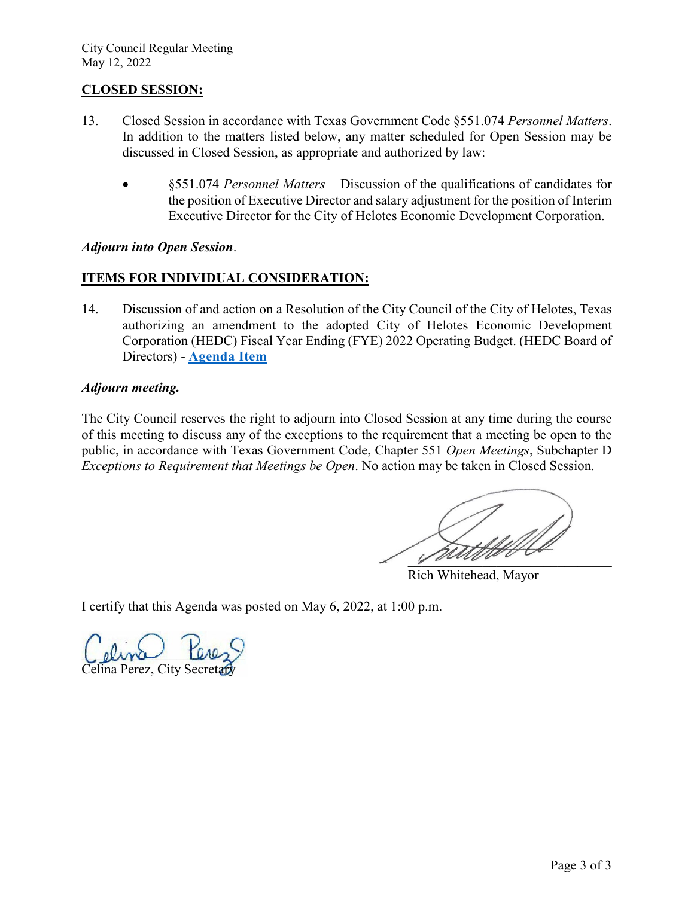**CLOSED SESSION:**

13. Closed Session in accordance with Texas Government Code §551.074 *Personnel Matters*. In addition to the matters listed below, any matter scheduled for Open Session may be discussed in Closed Session, as appropriate and authorized by law:

    - §551.074 *Personnel Matters* – Discussion of the qualifications of candidates for the position of Executive Director and salary adjustment for the position of Interim Executive Director for the City of Helotes Economic Development Corporation.

***Adjourn into Open Session.***

**ITEMS FOR INDIVIDUAL CONSIDERATION:**

14. Discussion of and action on a Resolution of the City Council of the City of Helotes, Texas authorizing an amendment to the adopted City of Helotes Economic Development Corporation (HEDC) Fiscal Year Ending (FYE) 2022 Operating Budget. (HEDC Board of Directors) - **Agenda Item**

***Adjourn meeting.***

The City Council reserves the right to adjourn into Closed Session at any time during the course of this meeting to discuss any of the exceptions to the requirement that a meeting be open to the public, in accordance with Texas Government Code, Chapter 551 *Open Meetings*, Subchapter D *Exceptions to Requirement that Meetings be Open*. No action may be taken in Closed Session.

Rich Whitehead, Mayor

I certify that this Agenda was posted on May 6, 2022, at 1:00 p.m.

Celina Perez, City Secretary